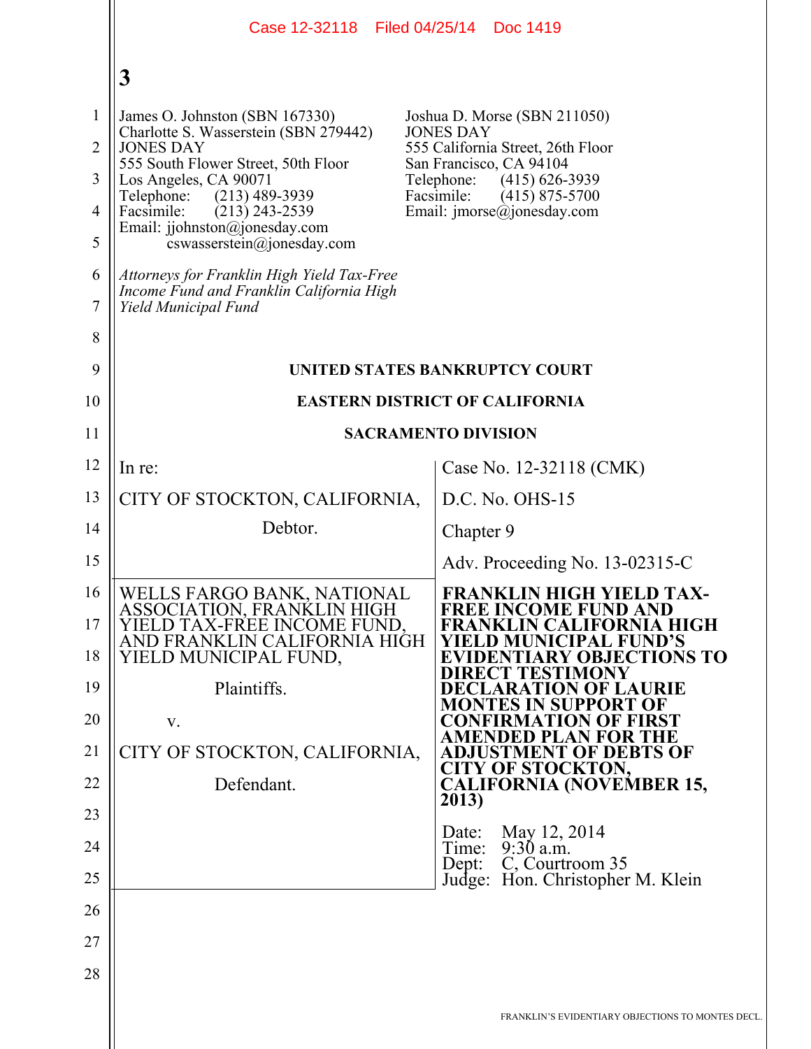**3**

James O. Johnston (SBN 167330)
Charlotte S. Wasserstein (SBN 279442)
JONES DAY
555 South Flower Street, 50th Floor
Los Angeles, CA 90071
Telephone: (213) 489-3939
Facsimile: (213) 243-2539
Email: jjohnston@jonesday.com
cswasserstein@jonesday.com

Joshua D. Morse (SBN 211050)
JONES DAY
555 California Street, 26th Floor
San Francisco, CA 94104
Telephone: (415) 626-3939
Facsimile: (415) 875-5700
Email: jmorse@jonesday.com

*Attorneys for Franklin High Yield Tax-Free Income Fund and Franklin California High Yield Municipal Fund*

**UNITED STATES BANKRUPTCY COURT**

**EASTERN DISTRICT OF CALIFORNIA**

**SACRAMENTO DIVISION**

| | |
|---|---|
| In re:<br><br>CITY OF STOCKTON, CALIFORNIA,<br><br>Debtor. | Case No. 12-32118 (CMK)<br><br>D.C. No. OHS-15<br><br>Chapter 9<br><br>Adv. Proceeding No. 13-02315-C |
| WELLS FARGO BANK, NATIONAL ASSOCIATION, FRANKLIN HIGH YIELD TAX-FREE INCOME FUND, AND FRANKLIN CALIFORNIA HIGH YIELD MUNICIPAL FUND,<br><br>Plaintiffs.<br><br>v.<br><br>CITY OF STOCKTON, CALIFORNIA,<br><br>Defendant. | **FRANKLIN HIGH YIELD TAX-FREE INCOME FUND AND FRANKLIN CALIFORNIA HIGH YIELD MUNICIPAL FUND'S EVIDENTIARY OBJECTIONS TO DIRECT TESTIMONY DECLARATION OF LAURIE MONTES IN SUPPORT OF CONFIRMATION OF FIRST AMENDED PLAN FOR THE ADJUSTMENT OF DEBTS OF CITY OF STOCKTON, CALIFORNIA (NOVEMBER 15, 2013)**<br><br>Date: May 12, 2014<br>Time: 9:30 a.m.<br>Dept: C, Courtroom 35<br>Judge: Hon. Christopher M. Klein |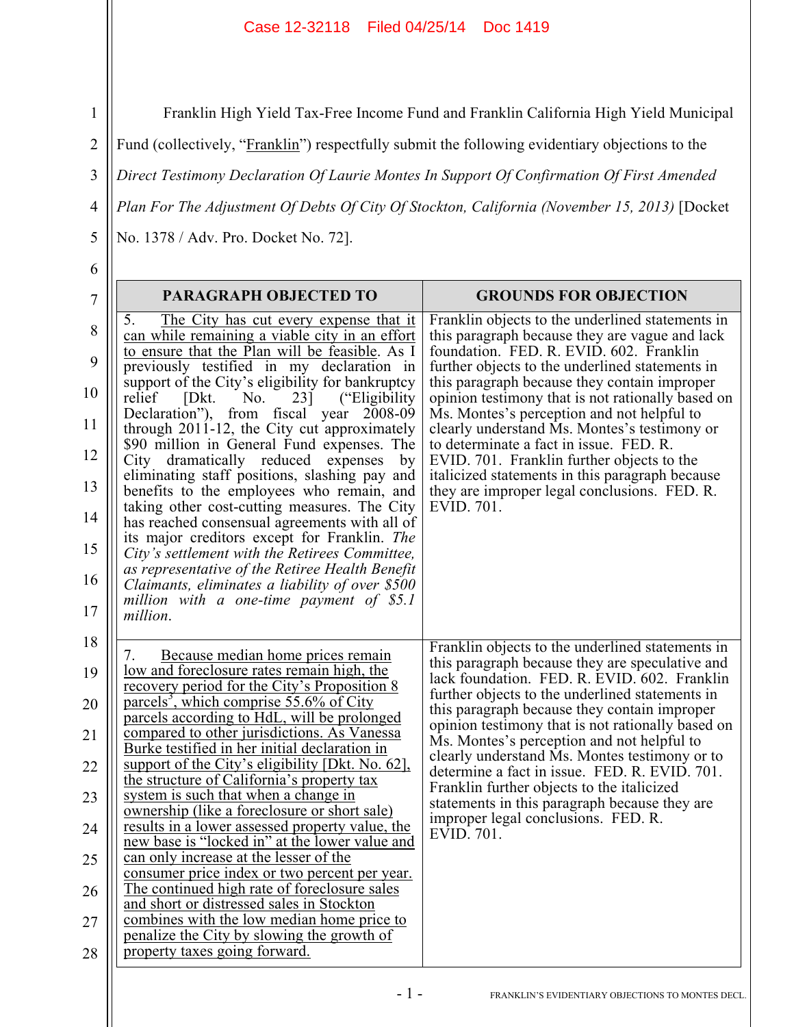Franklin High Yield Tax-Free Income Fund and Franklin California High Yield Municipal Fund (collectively, "Franklin") respectfully submit the following evidentiary objections to the *Direct Testimony Declaration Of Laurie Montes In Support Of Confirmation Of First Amended Plan For The Adjustment Of Debts Of City Of Stockton, California (November 15, 2013)* [Docket No. 1378 / Adv. Pro. Docket No. 72].

| PARAGRAPH OBJECTED TO | GROUNDS FOR OBJECTION |
|---|---|
| 5. The City has cut every expense that it can while remaining a viable city in an effort to ensure that the Plan will be feasible. As I previously testified in my declaration in support of the City's eligibility for bankruptcy relief [Dkt. No. 23] ("Eligibility Declaration"), from fiscal year 2008-09 through 2011-12, the City cut approximately $90 million in General Fund expenses. The City dramatically reduced expenses by eliminating staff positions, slashing pay and benefits to the employees who remain, and taking other cost-cutting measures. The City has reached consensual agreements with all of its major creditors except for Franklin. *The City's settlement with the Retirees Committee, as representative of the Retiree Health Benefit Claimants, eliminates a liability of over $500 million with a one-time payment of $5.1 million.* | Franklin objects to the underlined statements in this paragraph because they are vague and lack foundation. FED. R. EVID. 602. Franklin further objects to the underlined statements in this paragraph because they contain improper opinion testimony that is not rationally based on Ms. Montes's perception and not helpful to clearly understand Ms. Montes's testimony or to determinate a fact in issue. FED. R. EVID. 701. Franklin further objects to the italicized statements in this paragraph because they are improper legal conclusions. FED. R. EVID. 701. |
| 7. Because median home prices remain low and foreclosure rates remain high, the recovery period for the City's Proposition 8 parcels[3], which comprise 55.6% of City parcels according to HdL, will be prolonged compared to other jurisdictions. As Vanessa Burke testified in her initial declaration in support of the City's eligibility [Dkt. No. 62], the structure of California's property tax system is such that when a change in ownership (like a foreclosure or short sale) results in a lower assessed property value, the new base is "locked in" at the lower value and can only increase at the lesser of the consumer price index or two percent per year. The continued high rate of foreclosure sales and short or distressed sales in Stockton combines with the low median home price to penalize the City by slowing the growth of property taxes going forward. | Franklin objects to the underlined statements in this paragraph because they are speculative and lack foundation. FED. R. EVID. 602. Franklin further objects to the underlined statements in this paragraph because they contain improper opinion testimony that is not rationally based on Ms. Montes's perception and not helpful to clearly understand Ms. Montes testimony or to determine a fact in issue. FED. R. EVID. 701. Franklin further objects to the italicized statements in this paragraph because they are improper legal conclusions. FED. R. EVID. 701. |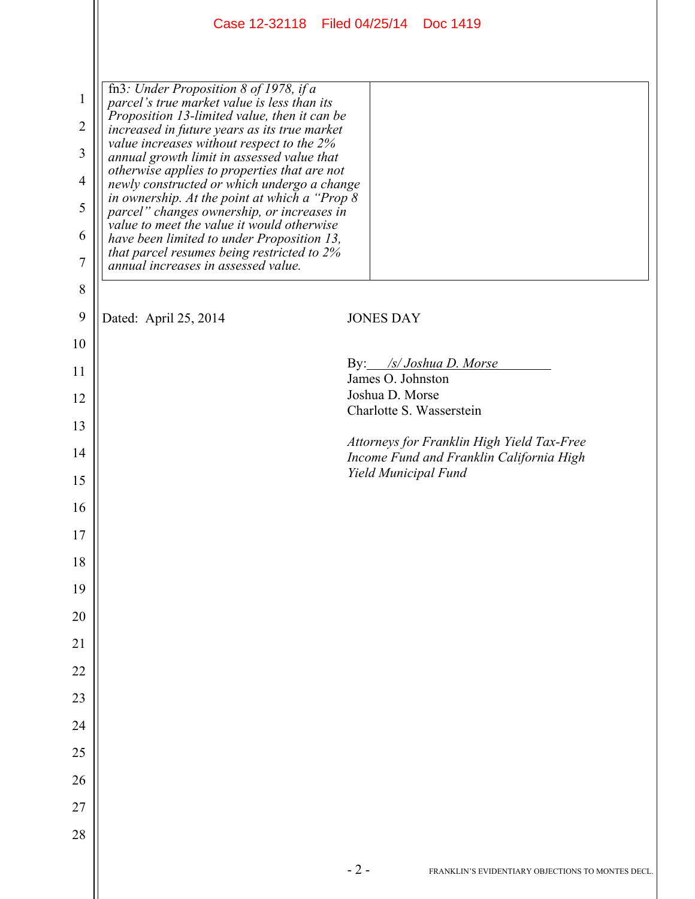| | |
|---|---|
| fn3*: Under Proposition 8 of 1978, if a parcel's true market value is less than its Proposition 13-limited value, then it can be increased in future years as its true market value increases without respect to the 2% annual growth limit in assessed value that otherwise applies to properties that are not newly constructed or which undergo a change in ownership. At the point at which a "Prop 8 parcel" changes ownership, or increases in value to meet the value it would otherwise have been limited to under Proposition 13, that parcel resumes being restricted to 2% annual increases in assessed value.* | |

Dated: April 25, 2014

JONES DAY

By: */s/ Joshua D. Morse*
James O. Johnston
Joshua D. Morse
Charlotte S. Wasserstein

*Attorneys for Franklin High Yield Tax-Free Income Fund and Franklin California High Yield Municipal Fund*